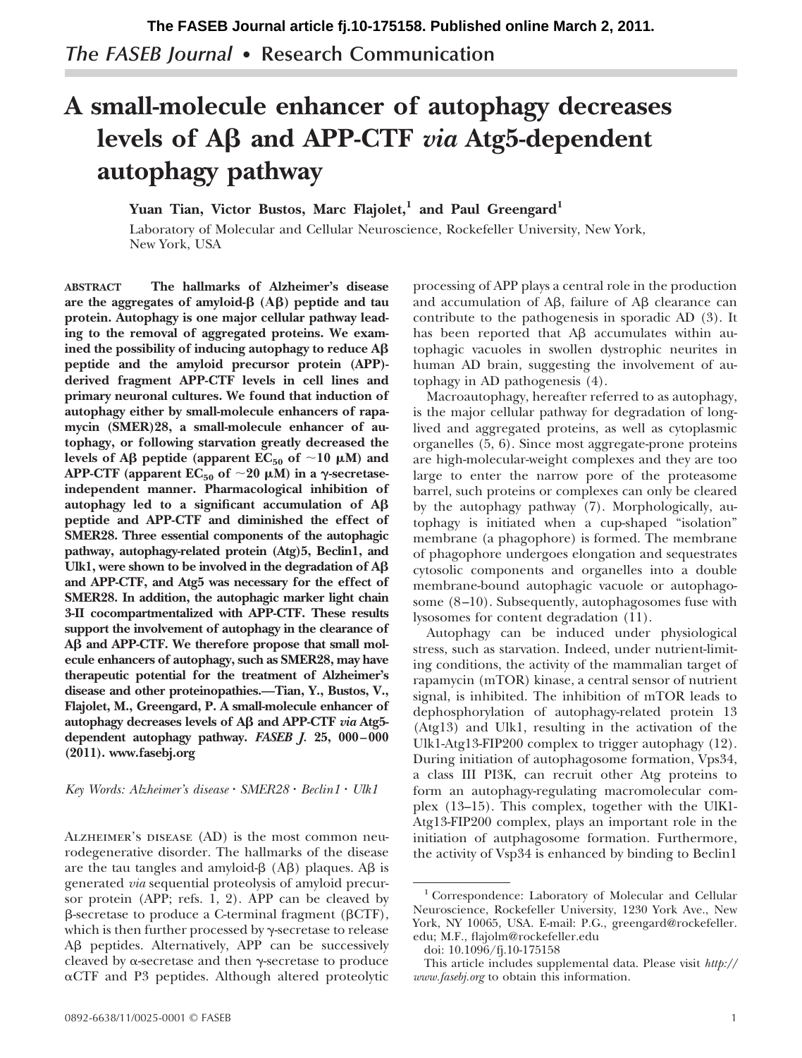The FASEB Journal • Research Communication

# A small-molecule enhancer of autophagy decreases levels of Aβ and APP-CTF *via* Atg5-dependent autophagy pathway

**Yuan Tian, Victor Bustos, Marc Flajolet,[1] and Paul Greengard[1]**

Laboratory of Molecular and Cellular Neuroscience, Rockefeller University, New York, New York, USA

**ABSTRACT** **The hallmarks of Alzheimer's disease are the aggregates of amyloid-β (Aβ) peptide and tau protein. Autophagy is one major cellular pathway leading to the removal of aggregated proteins. We examined the possibility of inducing autophagy to reduce Aβ peptide and the amyloid precursor protein (APP)-derived fragment APP-CTF levels in cell lines and primary neuronal cultures. We found that induction of autophagy either by small-molecule enhancers of rapamycin (SMER)28, a small-molecule enhancer of autophagy, or following starvation greatly decreased the levels of Aβ peptide (apparent $EC_{50}$ of ~10 μM) and APP-CTF (apparent $EC_{50}$ of ~20 μM) in a γ-secretase-independent manner. Pharmacological inhibition of autophagy led to a significant accumulation of Aβ peptide and APP-CTF and diminished the effect of SMER28. Three essential components of the autophagic pathway, autophagy-related protein (Atg)5, Beclin1, and Ulk1, were shown to be involved in the degradation of Aβ and APP-CTF, and Atg5 was necessary for the effect of SMER28. In addition, the autophagic marker light chain 3-II cocompartmentalized with APP-CTF. These results support the involvement of autophagy in the clearance of Aβ and APP-CTF. We therefore propose that small molecule enhancers of autophagy, such as SMER28, may have therapeutic potential for the treatment of Alzheimer's disease and other proteinopathies.—Tian, Y., Bustos, V., Flajolet, M., Greengard, P. A small-molecule enhancer of autophagy decreases levels of Aβ and APP-CTF *via* Atg5-dependent autophagy pathway. *FASEB J.* 25, 000–000 (2011). www.fasebj.org**

*Key Words: Alzheimer's disease · SMER28 · Beclin1 · Ulk1*

Alzheimer's disease (AD) is the most common neurodegenerative disorder. The hallmarks of the disease are the tau tangles and amyloid-β (Aβ) plaques. Aβ is generated *via* sequential proteolysis of amyloid precursor protein (APP; refs. 1, 2). APP can be cleaved by β-secretase to produce a C-terminal fragment (βCTF), which is then further processed by γ-secretase to release Aβ peptides. Alternatively, APP can be successively cleaved by α-secretase and then γ-secretase to produce αCTF and P3 peptides. Although altered proteolytic processing of APP plays a central role in the production and accumulation of Aβ, failure of Aβ clearance can contribute to the pathogenesis in sporadic AD (3). It has been reported that Aβ accumulates within autophagic vacuoles in swollen dystrophic neurites in human AD brain, suggesting the involvement of autophagy in AD pathogenesis (4).

Macroautophagy, hereafter referred to as autophagy, is the major cellular pathway for degradation of long-lived and aggregated proteins, as well as cytoplasmic organelles (5, 6). Since most aggregate-prone proteins are high-molecular-weight complexes and they are too large to enter the narrow pore of the proteasome barrel, such proteins or complexes can only be cleared by the autophagy pathway (7). Morphologically, autophagy is initiated when a cup-shaped "isolation" membrane (a phagophore) is formed. The membrane of phagophore undergoes elongation and sequestrates cytosolic components and organelles into a double membrane-bound autophagic vacuole or autophagosome (8–10). Subsequently, autophagosomes fuse with lysosomes for content degradation (11).

Autophagy can be induced under physiological stress, such as starvation. Indeed, under nutrient-limiting conditions, the activity of the mammalian target of rapamycin (mTOR) kinase, a central sensor of nutrient signal, is inhibited. The inhibition of mTOR leads to dephosphorylation of autophagy-related protein 13 (Atg13) and Ulk1, resulting in the activation of the Ulk1-Atg13-FIP200 complex to trigger autophagy (12). During initiation of autophagosome formation, Vps34, a class III PI3K, can recruit other Atg proteins to form an autophagy-regulating macromolecular complex (13–15). This complex, together with the UlK1-Atg13-FIP200 complex, plays an important role in the initiation of autphagosome formation. Furthermore, the activity of Vsp34 is enhanced by binding to Beclin1

[1] Correspondence: Laboratory of Molecular and Cellular Neuroscience, Rockefeller University, 1230 York Ave., New York, NY 10065, USA. E-mail: P.G., greengard@rockefeller.edu; M.F., flajolm@rockefeller.edu

doi: 10.1096/fj.10-175158

This article includes supplemental data. Please visit *http://www.fasebj.org* to obtain this information.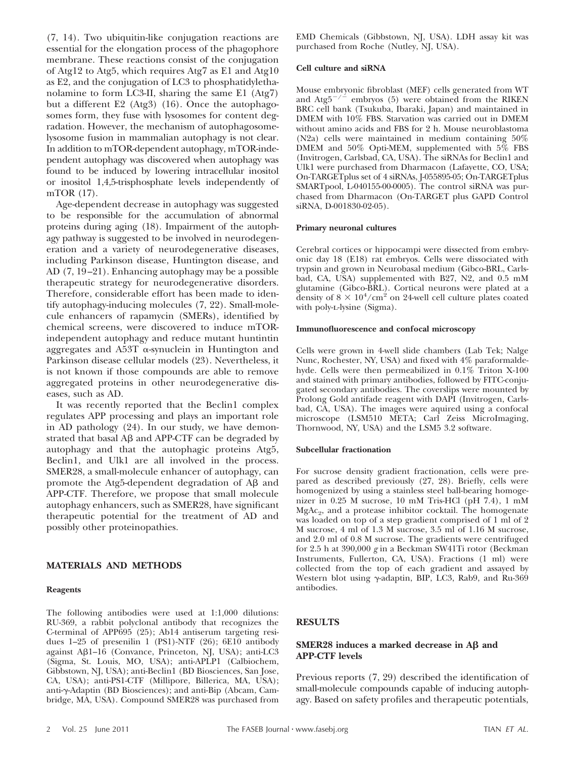(7, 14). Two ubiquitin-like conjugation reactions are essential for the elongation process of the phagophore membrane. These reactions consist of the conjugation of Atg12 to Atg5, which requires Atg7 as E1 and Atg10 as E2, and the conjugation of LC3 to phosphatidylethanolamine to form LC3-II, sharing the same E1 (Atg7) but a different E2 (Atg3) (16). Once the autophagosomes form, they fuse with lysosomes for content degradation. However, the mechanism of autophagosome-lysosome fusion in mammalian autophagy is not clear. In addition to mTOR-dependent autophagy, mTOR-independent autophagy was discovered when autophagy was found to be induced by lowering intracellular inositol or inositol 1,4,5-trisphosphate levels independently of mTOR (17).

Age-dependent decrease in autophagy was suggested to be responsible for the accumulation of abnormal proteins during aging (18). Impairment of the autophagy pathway is suggested to be involved in neurodegeneration and a variety of neurodegenerative diseases, including Parkinson disease, Huntington disease, and AD (7, 19–21). Enhancing autophagy may be a possible therapeutic strategy for neurodegenerative disorders. Therefore, considerable effort has been made to identify autophagy-inducing molecules (7, 22). Small-molecule enhancers of rapamycin (SMERs), identified by chemical screens, were discovered to induce mTOR-independent autophagy and reduce mutant huntintin aggregates and A53T α-synuclein in Huntington and Parkinson disease cellular models (23). Nevertheless, it is not known if those compounds are able to remove aggregated proteins in other neurodegenerative diseases, such as AD.

It was recently reported that the Beclin1 complex regulates APP processing and plays an important role in AD pathology (24). In our study, we have demonstrated that basal Aβ and APP-CTF can be degraded by autophagy and that the autophagic proteins Atg5, Beclin1, and Ulk1 are all involved in the process. SMER28, a small-molecule enhancer of autophagy, can promote the Atg5-dependent degradation of Aβ and APP-CTF. Therefore, we propose that small molecule autophagy enhancers, such as SMER28, have significant therapeutic potential for the treatment of AD and possibly other proteinopathies.

## MATERIALS AND METHODS

### Reagents

The following antibodies were used at 1:1,000 dilutions: RU-369, a rabbit polyclonal antibody that recognizes the C-terminal of APP695 (25); Ab14 antiserum targeting residues 1–25 of presenilin 1 (PS1)-NTF (26); 6E10 antibody against Aβ1–16 (Convance, Princeton, NJ, USA); anti-LC3 (Sigma, St. Louis, MO, USA); anti-APLP1 (Calbiochem, Gibbstown, NJ, USA); anti-Beclin1 (BD Biosciences, San Jose, CA, USA); anti-PS1-CTF (Millipore, Billerica, MA, USA); anti-γ-Adaptin (BD Biosciences); and anti-Bip (Abcam, Cambridge, MA, USA). Compound SMER28 was purchased from EMD Chemicals (Gibbstown, NJ, USA). LDH assay kit was purchased from Roche (Nutley, NJ, USA).

### Cell culture and siRNA

Mouse embryonic fibroblast (MEF) cells generated from WT and $Atg5^{-/-}$ embryos (5) were obtained from the RIKEN BRC cell bank (Tsukuba, Ibaraki, Japan) and maintained in DMEM with 10% FBS. Starvation was carried out in DMEM without amino acids and FBS for 2 h. Mouse neuroblastoma (N2a) cells were maintained in medium containing 50% DMEM and 50% Opti-MEM, supplemented with 5% FBS (Invitrogen, Carlsbad, CA, USA). The siRNAs for Beclin1 and Ulk1 were purchased from Dharmacon (Lafayette, CO, USA; On-TARGETplus set of 4 siRNAs, J-055895-05; On-TARGETplus SMARTpool, L-040155-00-0005). The control siRNA was purchased from Dharmacon (On-TARGET plus GAPD Control siRNA, D-001830-02-05).

### Primary neuronal cultures

Cerebral cortices or hippocampi were dissected from embryonic day 18 (E18) rat embryos. Cells were dissociated with trypsin and grown in Neurobasal medium (Gibco-BRL, Carlsbad, CA, USA) supplemented with B27, N2, and 0.5 mM glutamine (Gibco-BRL). Cortical neurons were plated at a density of $8 \times 10^4/\text{cm}^2$ on 24-well cell culture plates coated with poly-L-lysine (Sigma).

### Immunofluorescence and confocal microscopy

Cells were grown in 4-well slide chambers (Lab Tek; Nalge Nunc, Rochester, NY, USA) and fixed with 4% paraformaldehyde. Cells were then permeabilized in 0.1% Triton X-100 and stained with primary antibodies, followed by FITC-conjugated secondary antibodies. The coverslips were mounted by Prolong Gold antifade reagent with DAPI (Invitrogen, Carlsbad, CA, USA). The images were aquired using a confocal microscope (LSM510 META; Carl Zeiss MicroImaging, Thornwood, NY, USA) and the LSM5 3.2 software.

### Subcellular fractionation

For sucrose density gradient fractionation, cells were prepared as described previously (27, 28). Briefly, cells were homogenized by using a stainless steel ball-bearing homogenizer in 0.25 M sucrose, 10 mM Tris-HCl (pH 7.4), 1 mM $MgAc_2$, and a protease inhibitor cocktail. The homogenate was loaded on top of a step gradient comprised of 1 ml of 2 M sucrose, 4 ml of 1.3 M sucrose, 3.5 ml of 1.16 M sucrose, and 2.0 ml of 0.8 M sucrose. The gradients were centrifuged for 2.5 h at 390,000 *g* in a Beckman SW41Ti rotor (Beckman Instruments, Fullerton, CA, USA). Fractions (1 ml) were collected from the top of each gradient and assayed by Western blot using γ-adaptin, BIP, LC3, Rab9, and Ru-369 antibodies.

## RESULTS

### SMER28 induces a marked decrease in Aβ and APP-CTF levels

Previous reports (7, 29) described the identification of small-molecule compounds capable of inducing autophagy. Based on safety profiles and therapeutic potentials,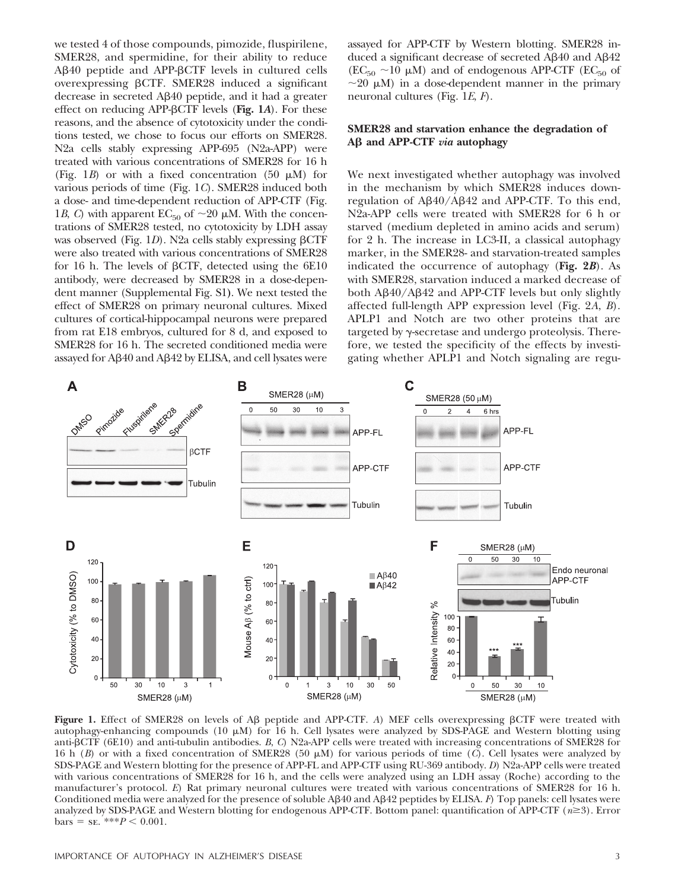we tested 4 of those compounds, pimozide, fluspirilene, SMER28, and spermidine, for their ability to reduce Aβ40 peptide and APP-βCTF levels in cultured cells overexpressing βCTF. SMER28 induced a significant decrease in secreted Aβ40 peptide, and it had a greater effect on reducing APP-βCTF levels (**Fig. 1*A***). For these reasons, and the absence of cytotoxicity under the conditions tested, we chose to focus our efforts on SMER28. N2a cells stably expressing APP-695 (N2a-APP) were treated with various concentrations of SMER28 for 16 h (Fig. 1*B*) or with a fixed concentration (50 μM) for various periods of time (Fig. 1*C*). SMER28 induced both a dose- and time-dependent reduction of APP-CTF (Fig. 1*B, C*) with apparent $EC_{50}$ of ~20 μM. With the concentrations of SMER28 tested, no cytotoxicity by LDH assay was observed (Fig. 1*D*). N2a cells stably expressing βCTF were also treated with various concentrations of SMER28 for 16 h. The levels of βCTF, detected using the 6E10 antibody, were decreased by SMER28 in a dose-dependent manner (Supplemental Fig. S1). We next tested the effect of SMER28 on primary neuronal cultures. Mixed cultures of cortical-hippocampal neurons were prepared from rat E18 embryos, cultured for 8 d, and exposed to SMER28 for 16 h. The secreted conditioned media were assayed for Aβ40 and Aβ42 by ELISA, and cell lysates were assayed for APP-CTF by Western blotting. SMER28 induced a significant decrease of secreted Aβ40 and Aβ42 ($EC_{50}$ ~10 μM) and of endogenous APP-CTF ($EC_{50}$ of ~20 μM) in a dose-dependent manner in the primary neuronal cultures (Fig. 1*E, F*).

### SMER28 and starvation enhance the degradation of Aβ and APP-CTF *via* autophagy

We next investigated whether autophagy was involved in the mechanism by which SMER28 induces downregulation of Aβ40/Aβ42 and APP-CTF. To this end, N2a-APP cells were treated with SMER28 for 6 h or starved (medium depleted in amino acids and serum) for 2 h. The increase in LC3-II, a classical autophagy marker, in the SMER28- and starvation-treated samples indicated the occurrence of autophagy (**Fig. 2*B***). As with SMER28, starvation induced a marked decrease of both Aβ40/Aβ42 and APP-CTF levels but only slightly affected full-length APP expression level (Fig. 2*A, B*). APLP1 and Notch are two other proteins that are targeted by γ-secretase and undergo proteolysis. Therefore, we tested the specificity of the effects by investigating whether APLP1 and Notch signaling are regu-

**Figure 1.** Effect of SMER28 on levels of Aβ peptide and APP-CTF. *A*) MEF cells overexpressing βCTF were treated with autophagy-enhancing compounds (10 μM) for 16 h. Cell lysates were analyzed by SDS-PAGE and Western blotting using anti-βCTF (6E10) and anti-tubulin antibodies. *B, C*) N2a-APP cells were treated with increasing concentrations of SMER28 for 16 h (*B*) or with a fixed concentration of SMER28 (50 μM) for various periods of time (*C*). Cell lysates were analyzed by SDS-PAGE and Western blotting for the presence of APP-FL and APP-CTF using RU-369 antibody. *D*) N2a-APP cells were treated with various concentrations of SMER28 for 16 h, and the cells were analyzed using an LDH assay (Roche) according to the manufacturer's protocol. *E*) Rat primary neuronal cultures were treated with various concentrations of SMER28 for 16 h. Conditioned media were analyzed for the presence of soluble Aβ40 and Aβ42 peptides by ELISA. *F*) Top panels: cell lysates were analyzed by SDS-PAGE and Western blotting for endogenous APP-CTF. Bottom panel: quantification of APP-CTF ($n \geq 3$). Error bars = SE. $^{***}P < 0.001$.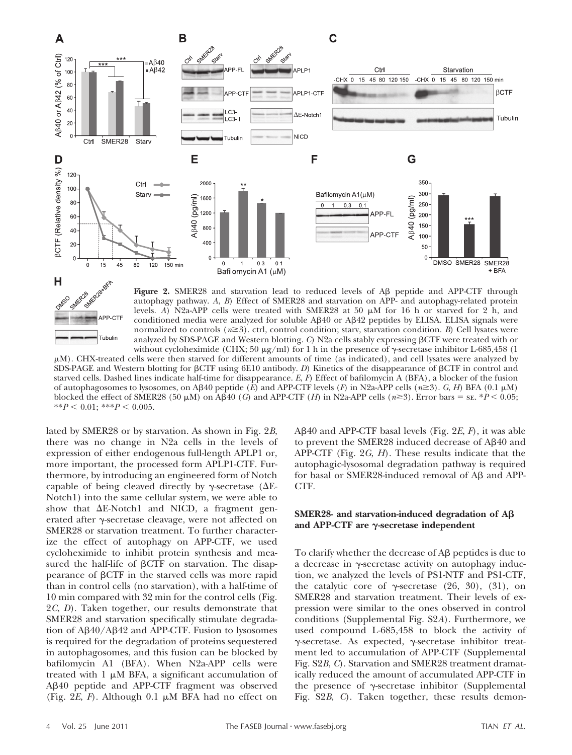**Figure 2.** SMER28 and starvation lead to reduced levels of Aβ peptide and APP-CTF through autophagy pathway. *A*, *B*) Effect of SMER28 and starvation on APP- and autophagy-related protein levels. *A*) N2a-APP cells were treated with SMER28 at 50 μM for 16 h or starved for 2 h, and conditioned media were analyzed for soluble Aβ40 or Aβ42 peptides by ELISA. ELISA signals were normalized to controls ($n \geq 3$). ctrl, control condition; starv, starvation condition. *B*) Cell lysates were analyzed by SDS-PAGE and Western blotting. *C*) N2a cells stably expressing βCTF were treated with or without cycloheximide (CHX; 50 μg/ml) for 1 h in the presence of γ-secretase inhibitor L-685,458 (1 μM). CHX-treated cells were then starved for different amounts of time (as indicated), and cell lysates were analyzed by SDS-PAGE and Western blotting for βCTF using 6E10 antibody. *D*) Kinetics of the disappearance of βCTF in control and starved cells. Dashed lines indicate half-time for disappearance. *E*, *F*) Effect of bafilomycin A (BFA), a blocker of the fusion of autophagosomes to lysosomes, on Aβ40 peptide (*E*) and APP-CTF levels (*F*) in N2a-APP cells ($n \geq 3$). *G*, *H*) BFA (0.1 μM) blocked the effect of SMER28 (50 μM) on Aβ40 (*G*) and APP-CTF (*H*) in N2a-APP cells ($n \geq 3$). Error bars = SE. $^*P < 0.05$; $^{**}P < 0.01$; $^{***}P < 0.005$.

lated by SMER28 or by starvation. As shown in Fig. 2*B*, there was no change in N2a cells in the levels of expression of either endogenous full-length APLP1 or, more important, the processed form APLP1-CTF. Furthermore, by introducing an engineered form of Notch capable of being cleaved directly by γ-secretase (ΔE-Notch1) into the same cellular system, we were able to show that ΔE-Notch1 and NICD, a fragment generated after γ-secretase cleavage, were not affected on SMER28 or starvation treatment. To further characterize the effect of autophagy on APP-CTF, we used cycloheximide to inhibit protein synthesis and measured the half-life of βCTF on starvation. The disappearance of βCTF in the starved cells was more rapid than in control cells (no starvation), with a half-time of 10 min compared with 32 min for the control cells (Fig. 2*C*, *D*). Taken together, our results demonstrate that SMER28 and starvation specifically stimulate degradation of Aβ40/Aβ42 and APP-CTF. Fusion to lysosomes is required for the degradation of proteins sequestered in autophagosomes, and this fusion can be blocked by bafilomycin A1 (BFA). When N2a-APP cells were treated with 1 μM BFA, a significant accumulation of Aβ40 peptide and APP-CTF fragment was observed (Fig. 2*E*, *F*). Although 0.1 μM BFA had no effect on Aβ40 and APP-CTF basal levels (Fig. 2*E*, *F*), it was able to prevent the SMER28 induced decrease of Aβ40 and APP-CTF (Fig. 2*G*, *H*). These results indicate that the autophagic-lysosomal degradation pathway is required for basal or SMER28-induced removal of Aβ and APP-CTF.

## SMER28- and starvation-induced degradation of Aβ and APP-CTF are γ-secretase independent

To clarify whether the decrease of Aβ peptides is due to a decrease in γ-secretase activity on autophagy induction, we analyzed the levels of PS1-NTF and PS1-CTF, the catalytic core of γ-secretase (26, 30), (31), on SMER28 and starvation treatment. Their levels of expression were similar to the ones observed in control conditions (Supplemental Fig. S2*A*). Furthermore, we used compound L-685,458 to block the activity of γ-secretase. As expected, γ-secretase inhibitor treatment led to accumulation of APP-CTF (Supplemental Fig. S2*B*, *C*). Starvation and SMER28 treatment dramatically reduced the amount of accumulated APP-CTF in the presence of γ-secretase inhibitor (Supplemental Fig. S2*B*, *C*). Taken together, these results demon-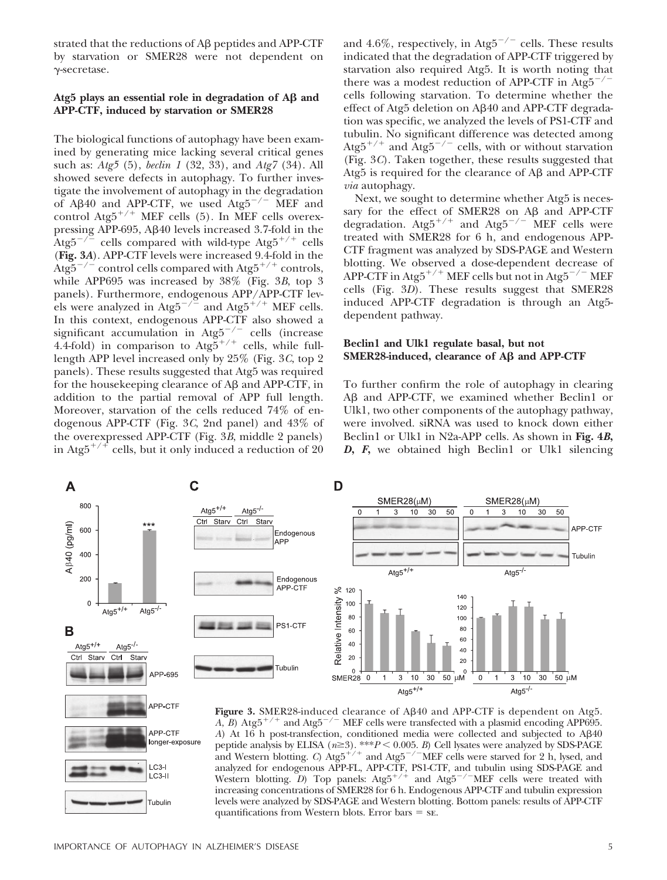strated that the reductions of Aβ peptides and APP-CTF by starvation or SMER28 were not dependent on γ-secretase.

### Atg5 plays an essential role in degradation of Aβ and APP-CTF, induced by starvation or SMER28

The biological functions of autophagy have been examined by generating mice lacking several critical genes such as: *Atg5* (5), *beclin 1* (32, 33), and *Atg7* (34). All showed severe defects in autophagy. To further investigate the involvement of autophagy in the degradation of Aβ40 and APP-CTF, we used $Atg5^{-/-}$ MEF and control $Atg5^{+/+}$ MEF cells (5). In MEF cells overexpressing APP-695, Aβ40 levels increased 3.7-fold in the $Atg5^{-/-}$ cells compared with wild-type $Atg5^{+/+}$ cells (**Fig. 3A**). APP-CTF levels were increased 9.4-fold in the $Atg5^{-/-}$ control cells compared with $Atg5^{+/+}$ controls, while APP695 was increased by 38% (Fig. 3*B*, top 3 panels). Furthermore, endogenous APP/APP-CTF levels were analyzed in $Atg5^{-/-}$ and $Atg5^{+/+}$ MEF cells. In this context, endogenous APP-CTF also showed a significant accumulation in $Atg5^{-/-}$ cells (increase 4.4-fold) in comparison to $Atg5^{+/+}$ cells, while full-length APP level increased only by 25% (Fig. 3*C*, top 2 panels). These results suggested that Atg5 was required for the housekeeping clearance of Aβ and APP-CTF, in addition to the partial removal of APP full length. Moreover, starvation of the cells reduced 74% of endogenous APP-CTF (Fig. 3*C*, 2nd panel) and 43% of the overexpressed APP-CTF (Fig. 3*B*, middle 2 panels) in $Atg5^{+/+}$ cells, but it only induced a reduction of 20 and 4.6%, respectively, in $Atg5^{-/-}$ cells. These results indicated that the degradation of APP-CTF triggered by starvation also required Atg5. It is worth noting that there was a modest reduction of APP-CTF in $Atg5^{-/-}$ cells following starvation. To determine whether the effect of Atg5 deletion on Aβ40 and APP-CTF degradation was specific, we analyzed the levels of PS1-CTF and tubulin. No significant difference was detected among $Atg5^{+/+}$ and $Atg5^{-/-}$ cells, with or without starvation (Fig. 3*C*). Taken together, these results suggested that Atg5 is required for the clearance of Aβ and APP-CTF *via* autophagy.

Next, we sought to determine whether Atg5 is necessary for the effect of SMER28 on Aβ and APP-CTF degradation. $Atg5^{+/+}$ and $Atg5^{-/-}$ MEF cells were treated with SMER28 for 6 h, and endogenous APP-CTF fragment was analyzed by SDS-PAGE and Western blotting. We observed a dose-dependent decrease of APP-CTF in $Atg5^{+/+}$ MEF cells but not in $Atg5^{-/-}$ MEF cells (Fig. 3*D*). These results suggest that SMER28 induced APP-CTF degradation is through an Atg5-dependent pathway.

### Beclin1 and Ulk1 regulate basal, but not SMER28-induced, clearance of Aβ and APP-CTF

To further confirm the role of autophagy in clearing Aβ and APP-CTF, we examined whether Beclin1 or Ulk1, two other components of the autophagy pathway, were involved. siRNA was used to knock down either Beclin1 or Ulk1 in N2a-APP cells. As shown in **Fig. 4*B*, *D*, *F***, we obtained high Beclin1 or Ulk1 silencing

**Figure 3.** SMER28-induced clearance of Aβ40 and APP-CTF is dependent on Atg5. *A, B*) $Atg5^{+/+}$ and $Atg5^{-/-}$ MEF cells were transfected with a plasmid encoding APP695. *A*) At 16 h post-transfection, conditioned media were collected and subjected to Aβ40 peptide analysis by ELISA ($n \geq 3$). ***$P < 0.005$. *B*) Cell lysates were analyzed by SDS-PAGE and Western blotting. *C*) $Atg5^{+/+}$ and $Atg5^{-/-}$MEF cells were starved for 2 h, lysed, and analyzed for endogenous APP-FL, APP-CTF, PS1-CTF, and tubulin using SDS-PAGE and Western blotting. *D*) Top panels: $Atg5^{+/+}$ and $Atg5^{-/-}$MEF cells were treated with increasing concentrations of SMER28 for 6 h. Endogenous APP-CTF and tubulin expression levels were analyzed by SDS-PAGE and Western blotting. Bottom panels: results of APP-CTF quantifications from Western blots. Error bars = SE.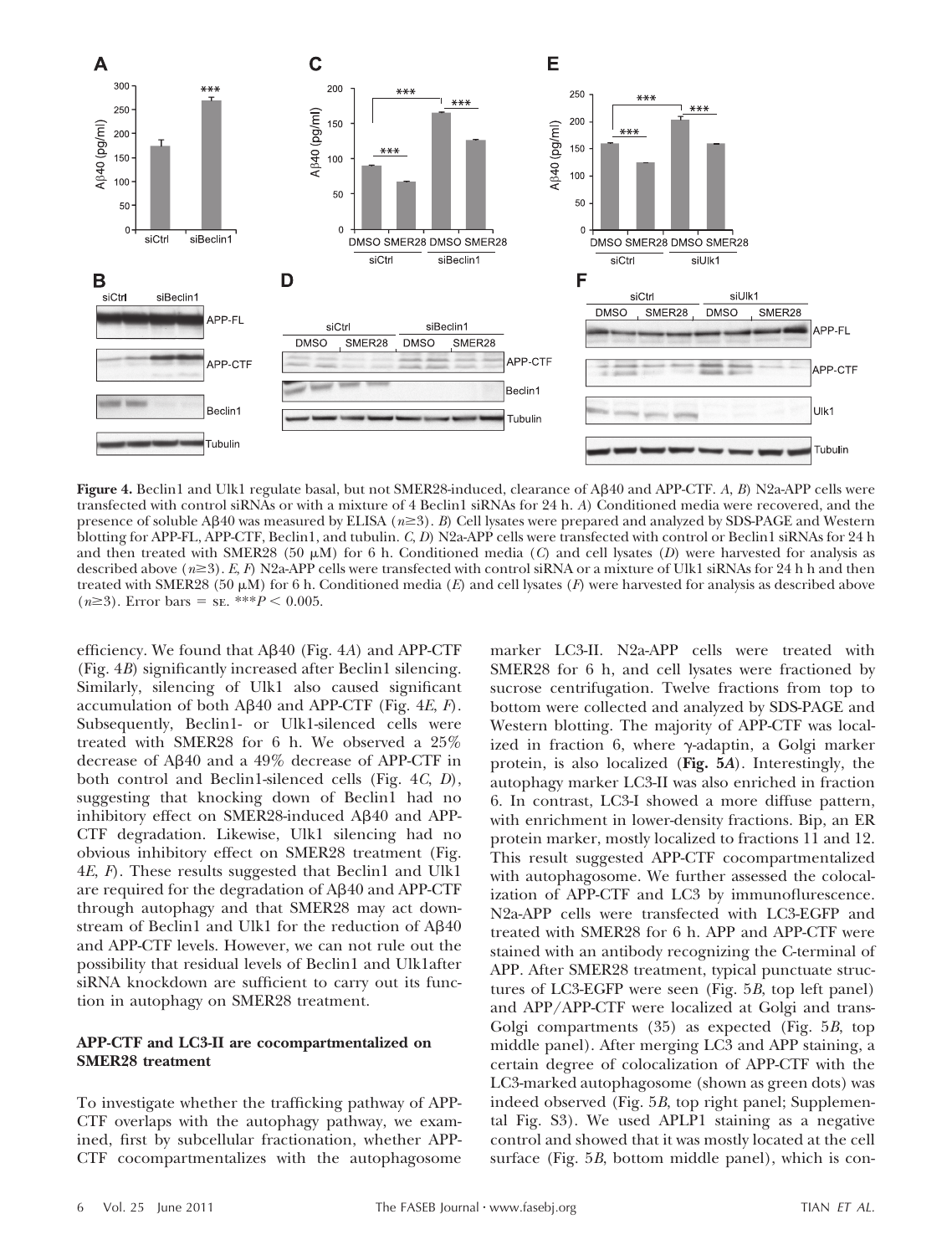**Figure 4.** Beclin1 and Ulk1 regulate basal, but not SMER28-induced, clearance of Aβ40 and APP-CTF. *A*, *B*) N2a-APP cells were transfected with control siRNAs or with a mixture of 4 Beclin1 siRNAs for 24 h. *A*) Conditioned media were recovered, and the presence of soluble Aβ40 was measured by ELISA ($n \geq 3$). *B*) Cell lysates were prepared and analyzed by SDS-PAGE and Western blotting for APP-FL, APP-CTF, Beclin1, and tubulin. *C*, *D*) N2a-APP cells were transfected with control or Beclin1 siRNAs for 24 h and then treated with SMER28 (50 μM) for 6 h. Conditioned media (*C*) and cell lysates (*D*) were harvested for analysis as described above ($n \geq 3$). *E*, *F*) N2a-APP cells were transfected with control siRNA or a mixture of Ulk1 siRNAs for 24 h and then treated with SMER28 (50 μM) for 6 h. Conditioned media (*E*) and cell lysates (*F*) were harvested for analysis as described above ($n \geq 3$). Error bars = SE. $^{***}P < 0.005$.

efficiency. We found that Aβ40 (Fig. 4*A*) and APP-CTF (Fig. 4*B*) significantly increased after Beclin1 silencing. Similarly, silencing of Ulk1 also caused significant accumulation of both Aβ40 and APP-CTF (Fig. 4*E*, *F*). Subsequently, Beclin1- or Ulk1-silenced cells were treated with SMER28 for 6 h. We observed a 25% decrease of Aβ40 and a 49% decrease of APP-CTF in both control and Beclin1-silenced cells (Fig. 4*C*, *D*), suggesting that knocking down of Beclin1 had no inhibitory effect on SMER28-induced Aβ40 and APP-CTF degradation. Likewise, Ulk1 silencing had no obvious inhibitory effect on SMER28 treatment (Fig. 4*E*, *F*). These results suggested that Beclin1 and Ulk1 are required for the degradation of Aβ40 and APP-CTF through autophagy and that SMER28 may act downstream of Beclin1 and Ulk1 for the reduction of Aβ40 and APP-CTF levels. However, we can not rule out the possibility that residual levels of Beclin1 and Ulk1after siRNA knockdown are sufficient to carry out its function in autophagy on SMER28 treatment.

### APP-CTF and LC3-II are cocompartmentalized on SMER28 treatment

To investigate whether the trafficking pathway of APP-CTF overlaps with the autophagy pathway, we examined, first by subcellular fractionation, whether APP-CTF cocompartmentalizes with the autophagosome marker LC3-II. N2a-APP cells were treated with SMER28 for 6 h, and cell lysates were fractioned by sucrose centrifugation. Twelve fractions from top to bottom were collected and analyzed by SDS-PAGE and Western blotting. The majority of APP-CTF was localized in fraction 6, where γ-adaptin, a Golgi marker protein, is also localized (**Fig. 5*A***). Interestingly, the autophagy marker LC3-II was also enriched in fraction 6. In contrast, LC3-I showed a more diffuse pattern, with enrichment in lower-density fractions. Bip, an ER protein marker, mostly localized to fractions 11 and 12. This result suggested APP-CTF cocompartmentalized with autophagosome. We further assessed the colocalization of APP-CTF and LC3 by immunofluorescence. N2a-APP cells were transfected with LC3-EGFP and treated with SMER28 for 6 h. APP and APP-CTF were stained with an antibody recognizing the C-terminal of APP. After SMER28 treatment, typical punctuate structures of LC3-EGFP were seen (Fig. 5*B*, top left panel) and APP/APP-CTF were localized at Golgi and trans-Golgi compartments (35) as expected (Fig. 5*B*, top middle panel). After merging LC3 and APP staining, a certain degree of colocalization of APP-CTF with the LC3-marked autophagosome (shown as green dots) was indeed observed (Fig. 5*B*, top right panel; Supplemental Fig. S3). We used APLP1 staining as a negative control and showed that it was mostly located at the cell surface (Fig. 5*B*, bottom middle panel), which is con-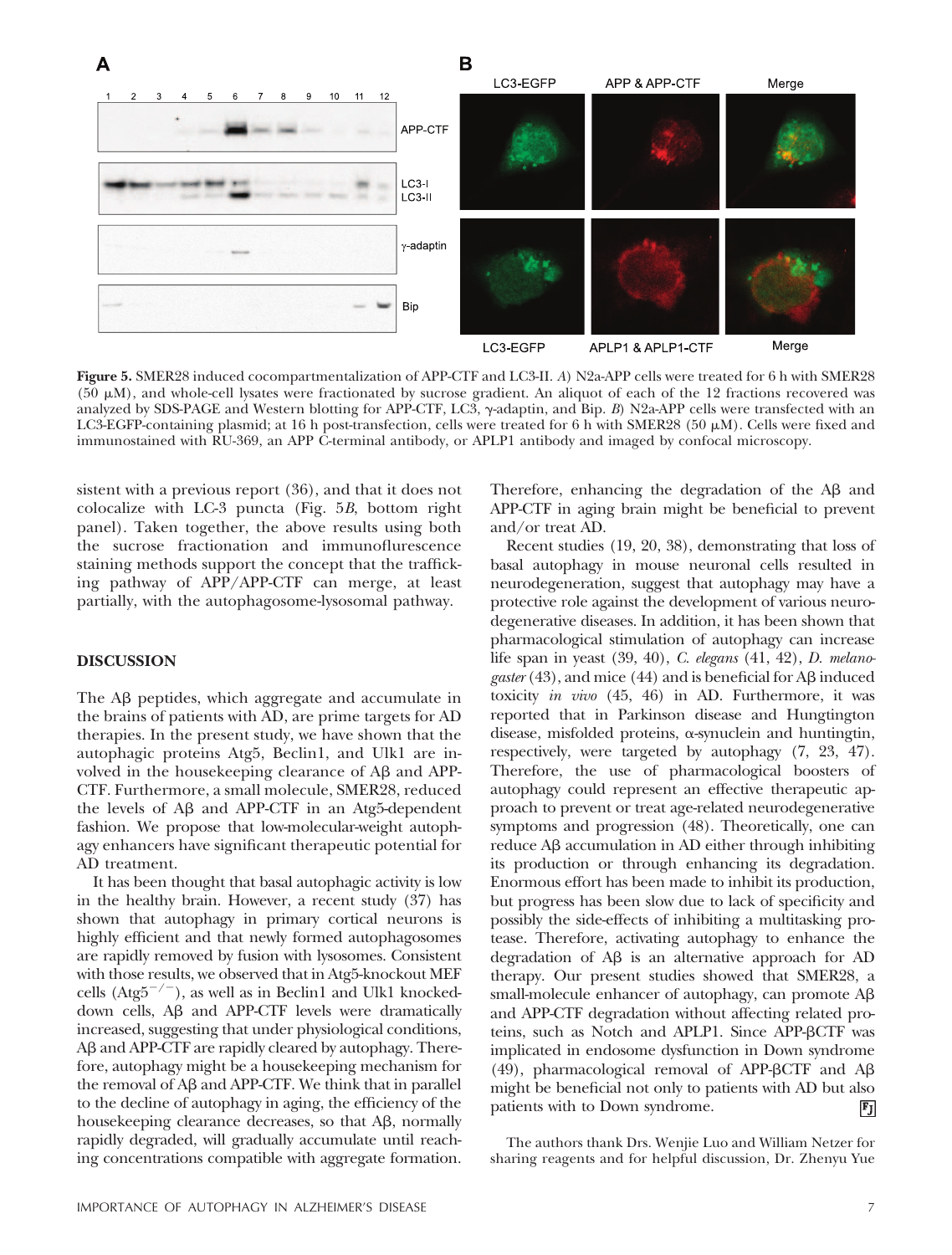**Figure 5.** SMER28 induced cocompartmentalization of APP-CTF and LC3-II. *A*) N2a-APP cells were treated for 6 h with SMER28 (50 μM), and whole-cell lysates were fractionated by sucrose gradient. An aliquot of each of the 12 fractions recovered was analyzed by SDS-PAGE and Western blotting for APP-CTF, LC3, γ-adaptin, and Bip. *B*) N2a-APP cells were transfected with an LC3-EGFP-containing plasmid; at 16 h post-transfection, cells were treated for 6 h with SMER28 (50 μM). Cells were fixed and immunostained with RU-369, an APP C-terminal antibody, or APLP1 antibody and imaged by confocal microscopy.

sistent with a previous report (36), and that it does not colocalize with LC-3 puncta (Fig. 5*B*, bottom right panel). Taken together, the above results using both the sucrose fractionation and immunofluorescence staining methods support the concept that the trafficking pathway of APP/APP-CTF can merge, at least partially, with the autophagosome-lysosomal pathway.

## DISCUSSION

The Aβ peptides, which aggregate and accumulate in the brains of patients with AD, are prime targets for AD therapies. In the present study, we have shown that the autophagic proteins Atg5, Beclin1, and Ulk1 are involved in the housekeeping clearance of Aβ and APP-CTF. Furthermore, a small molecule, SMER28, reduced the levels of Aβ and APP-CTF in an Atg5-dependent fashion. We propose that low-molecular-weight autophagy enhancers have significant therapeutic potential for AD treatment.

It has been thought that basal autophagic activity is low in the healthy brain. However, a recent study (37) has shown that autophagy in primary cortical neurons is highly efficient and that newly formed autophagosomes are rapidly removed by fusion with lysosomes. Consistent with those results, we observed that in Atg5-knockout MEF cells ($Atg5^{-/-}$), as well as in Beclin1 and Ulk1 knocked-down cells, Aβ and APP-CTF levels were dramatically increased, suggesting that under physiological conditions, Aβ and APP-CTF are rapidly cleared by autophagy. Therefore, autophagy might be a housekeeping mechanism for the removal of Aβ and APP-CTF. We think that in parallel to the decline of autophagy in aging, the efficiency of the housekeeping clearance decreases, so that Aβ, normally rapidly degraded, will gradually accumulate until reaching concentrations compatible with aggregate formation. Therefore, enhancing the degradation of the Aβ and APP-CTF in aging brain might be beneficial to prevent and/or treat AD.

Recent studies (19, 20, 38), demonstrating that loss of basal autophagy in mouse neuronal cells resulted in neurodegeneration, suggest that autophagy may have a protective role against the development of various neurodegenerative diseases. In addition, it has been shown that pharmacological stimulation of autophagy can increase life span in yeast (39, 40), *C. elegans* (41, 42), *D. melanogaster* (43), and mice (44) and is beneficial for Aβ induced toxicity *in vivo* (45, 46) in AD. Furthermore, it was reported that in Parkinson disease and Hungtington disease, misfolded proteins, α-synuclein and huntingtin, respectively, were targeted by autophagy (7, 23, 47). Therefore, the use of pharmacological boosters of autophagy could represent an effective therapeutic approach to prevent or treat age-related neurodegenerative symptoms and progression (48). Theoretically, one can reduce Aβ accumulation in AD either through inhibiting its production or through enhancing its degradation. Enormous effort has been made to inhibit its production, but progress has been slow due to lack of specificity and possibly the side-effects of inhibiting a multitasking protease. Therefore, activating autophagy to enhance the degradation of Aβ is an alternative approach for AD therapy. Our present studies showed that SMER28, a small-molecule enhancer of autophagy, can promote Aβ and APP-CTF degradation without affecting related proteins, such as Notch and APLP1. Since APP-βCTF was implicated in endosome dysfunction in Down syndrome (49), pharmacological removal of APP-βCTF and Aβ might be beneficial not only to patients with AD but also patients with to Down syndrome.

The authors thank Drs. Wenjie Luo and William Netzer for sharing reagents and for helpful discussion, Dr. Zhenyu Yue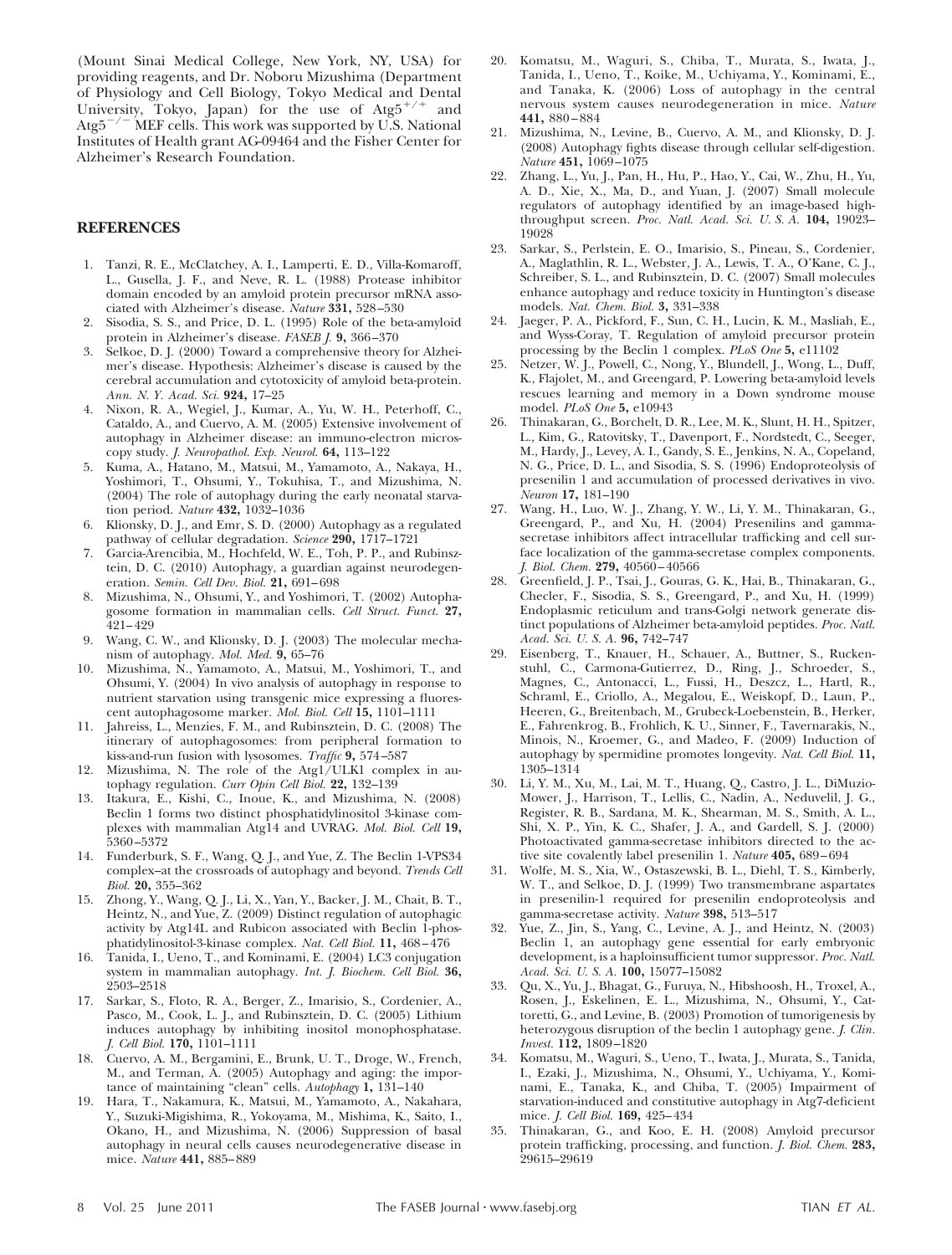(Mount Sinai Medical College, New York, NY, USA) for providing reagents, and Dr. Noboru Mizushima (Department of Physiology and Cell Biology, Tokyo Medical and Dental University, Tokyo, Japan) for the use of $Atg5^{+/+}$ and $Atg5^{-/-}$ MEF cells. This work was supported by U.S. National Institutes of Health grant AG-09464 and the Fisher Center for Alzheimer's Research Foundation.

## REFERENCES

1. Tanzi, R. E., McClatchey, A. I., Lamperti, E. D., Villa-Komaroff, L., Gusella, J. F., and Neve, R. L. (1988) Protease inhibitor domain encoded by an amyloid protein precursor mRNA associated with Alzheimer's disease. *Nature* **331,** 528–530
2. Sisodia, S. S., and Price, D. L. (1995) Role of the beta-amyloid protein in Alzheimer's disease. *FASEB J.* **9,** 366–370
3. Selkoe, D. J. (2000) Toward a comprehensive theory for Alzheimer's disease. Hypothesis: Alzheimer's disease is caused by the cerebral accumulation and cytotoxicity of amyloid beta-protein. *Ann. N. Y. Acad. Sci.* **924,** 17–25
4. Nixon, R. A., Wegiel, J., Kumar, A., Yu, W. H., Peterhoff, C., Cataldo, A., and Cuervo, A. M. (2005) Extensive involvement of autophagy in Alzheimer disease: an immuno-electron microscopy study. *J. Neuropathol. Exp. Neurol.* **64,** 113–122
5. Kuma, A., Hatano, M., Matsui, M., Yamamoto, A., Nakaya, H., Yoshimori, T., Ohsumi, Y., Tokuhisa, T., and Mizushima, N. (2004) The role of autophagy during the early neonatal starvation period. *Nature* **432,** 1032–1036
6. Klionsky, D. J., and Emr, S. D. (2000) Autophagy as a regulated pathway of cellular degradation. *Science* **290,** 1717–1721
7. Garcia-Arencibia, M., Hochfeld, W. E., Toh, P. P., and Rubinsztein, D. C. (2010) Autophagy, a guardian against neurodegeneration. *Semin. Cell Dev. Biol.* **21,** 691–698
8. Mizushima, N., Ohsumi, Y., and Yoshimori, T. (2002) Autophagosome formation in mammalian cells. *Cell Struct. Funct.* **27,** 421–429
9. Wang, C. W., and Klionsky, D. J. (2003) The molecular mechanism of autophagy. *Mol. Med.* **9,** 65–76
10. Mizushima, N., Yamamoto, A., Matsui, M., Yoshimori, T., and Ohsumi, Y. (2004) In vivo analysis of autophagy in response to nutrient starvation using transgenic mice expressing a fluorescent autophagosome marker. *Mol. Biol. Cell* **15,** 1101–1111
11. Jahreiss, L., Menzies, F. M., and Rubinsztein, D. C. (2008) The itinerary of autophagosomes: from peripheral formation to kiss-and-run fusion with lysosomes. *Traffic* **9,** 574–587
12. Mizushima, N. The role of the Atg1/ULK1 complex in autophagy regulation. *Curr Opin Cell Biol.* **22,** 132–139
13. Itakura, E., Kishi, C., Inoue, K., and Mizushima, N. (2008) Beclin 1 forms two distinct phosphatidylinositol 3-kinase complexes with mammalian Atg14 and UVRAG. *Mol. Biol. Cell* **19,** 5360–5372
14. Funderburk, S. F., Wang, Q. J., and Yue, Z. The Beclin 1-VPS34 complex–at the crossroads of autophagy and beyond. *Trends Cell Biol.* **20,** 355–362
15. Zhong, Y., Wang, Q. J., Li, X., Yan, Y., Backer, J. M., Chait, B. T., Heintz, N., and Yue, Z. (2009) Distinct regulation of autophagic activity by Atg14L and Rubicon associated with Beclin 1-phosphatidylinositol-3-kinase complex. *Nat. Cell Biol.* **11,** 468–476
16. Tanida, I., Ueno, T., and Kominami, E. (2004) LC3 conjugation system in mammalian autophagy. *Int. J. Biochem. Cell Biol.* **36,** 2503–2518
17. Sarkar, S., Floto, R. A., Berger, Z., Imarisio, S., Cordenier, A., Pasco, M., Cook, L. J., and Rubinsztein, D. C. (2005) Lithium induces autophagy by inhibiting inositol monophosphatase. *J. Cell Biol.* **170,** 1101–1111
18. Cuervo, A. M., Bergamini, E., Brunk, U. T., Droge, W., French, M., and Terman, A. (2005) Autophagy and aging: the importance of maintaining "clean" cells. *Autophagy* **1,** 131–140
19. Hara, T., Nakamura, K., Matsui, M., Yamamoto, A., Nakahara, Y., Suzuki-Migishima, R., Yokoyama, M., Mishima, K., Saito, I., Okano, H., and Mizushima, N. (2006) Suppression of basal autophagy in neural cells causes neurodegenerative disease in mice. *Nature* **441,** 885–889
20. Komatsu, M., Waguri, S., Chiba, T., Murata, S., Iwata, J., Tanida, I., Ueno, T., Koike, M., Uchiyama, Y., Kominami, E., and Tanaka, K. (2006) Loss of autophagy in the central nervous system causes neurodegeneration in mice. *Nature* **441,** 880–884
21. Mizushima, N., Levine, B., Cuervo, A. M., and Klionsky, D. J. (2008) Autophagy fights disease through cellular self-digestion. *Nature* **451,** 1069–1075
22. Zhang, L., Yu, J., Pan, H., Hu, P., Hao, Y., Cai, W., Zhu, H., Yu, A. D., Xie, X., Ma, D., and Yuan, J. (2007) Small molecule regulators of autophagy identified by an image-based high-throughput screen. *Proc. Natl. Acad. Sci. U. S. A.* **104,** 19023–19028
23. Sarkar, S., Perlstein, E. O., Imarisio, S., Pineau, S., Cordenier, A., Maglathlin, R. L., Webster, J. A., Lewis, T. A., O'Kane, C. J., Schreiber, S. L., and Rubinsztein, D. C. (2007) Small molecules enhance autophagy and reduce toxicity in Huntington's disease models. *Nat. Chem. Biol.* **3,** 331–338
24. Jaeger, P. A., Pickford, F., Sun, C. H., Lucin, K. M., Masliah, E., and Wyss-Coray, T. Regulation of amyloid precursor protein processing by the Beclin 1 complex. *PLoS One* **5,** e11102
25. Netzer, W. J., Powell, C., Nong, Y., Blundell, J., Wong, L., Duff, K., Flajolet, M., and Greengard, P. Lowering beta-amyloid levels rescues learning and memory in a Down syndrome mouse model. *PLoS One* **5,** e10943
26. Thinakaran, G., Borchelt, D. R., Lee, M. K., Slunt, H. H., Spitzer, L., Kim, G., Ratovitsky, T., Davenport, F., Nordstedt, C., Seeger, M., Hardy, J., Levey, A. I., Gandy, S. E., Jenkins, N. A., Copeland, N. G., Price, D. L., and Sisodia, S. S. (1996) Endoproteolysis of presenilin 1 and accumulation of processed derivatives in vivo. *Neuron* **17,** 181–190
27. Wang, H., Luo, W. J., Zhang, Y. W., Li, Y. M., Thinakaran, G., Greengard, P., and Xu, H. (2004) Presenilins and gamma-secretase inhibitors affect intracellular trafficking and cell surface localization of the gamma-secretase complex components. *J. Biol. Chem.* **279,** 40560–40566
28. Greenfield, J. P., Tsai, J., Gouras, G. K., Hai, B., Thinakaran, G., Checler, F., Sisodia, S. S., Greengard, P., and Xu, H. (1999) Endoplasmic reticulum and trans-Golgi network generate distinct populations of Alzheimer beta-amyloid peptides. *Proc. Natl. Acad. Sci. U. S. A.* **96,** 742–747
29. Eisenberg, T., Knauer, H., Schauer, A., Buttner, S., Ruckenstuhl, C., Carmona-Gutierrez, D., Ring, J., Schroeder, S., Magnes, C., Antonacci, L., Fussi, H., Deszcz, L., Hartl, R., Schraml, E., Criollo, A., Megalou, E., Weiskopf, D., Laun, P., Heeren, G., Breitenbach, M., Grubeck-Loebenstein, B., Herker, E., Fahrenkrog, B., Frohlich, K. U., Sinner, F., Tavernarakis, N., Minois, N., Kroemer, G., and Madeo, F. (2009) Induction of autophagy by spermidine promotes longevity. *Nat. Cell Biol.* **11,** 1305–1314
30. Li, Y. M., Xu, M., Lai, M. T., Huang, Q., Castro, J. L., DiMuzio-Mower, J., Harrison, T., Lellis, C., Nadin, A., Neduvelil, J. G., Register, R. B., Sardana, M. K., Shearman, M. S., Smith, A. L., Shi, X. P., Yin, K. C., Shafer, J. A., and Gardell, S. J. (2000) Photoactivated gamma-secretase inhibitors directed to the active site covalently label presenilin 1. *Nature* **405,** 689–694
31. Wolfe, M. S., Xia, W., Ostaszewski, B. L., Diehl, T. S., Kimberly, W. T., and Selkoe, D. J. (1999) Two transmembrane aspartates in presenilin-1 required for presenilin endoproteolysis and gamma-secretase activity. *Nature* **398,** 513–517
32. Yue, Z., Jin, S., Yang, C., Levine, A. J., and Heintz, N. (2003) Beclin 1, an autophagy gene essential for early embryonic development, is a haploinsufficient tumor suppressor. *Proc. Natl. Acad. Sci. U. S. A.* **100,** 15077–15082
33. Qu, X., Yu, J., Bhagat, G., Furuya, N., Hibshoosh, H., Troxel, A., Rosen, J., Eskelinen, E. L., Mizushima, N., Ohsumi, Y., Cattoretti, G., and Levine, B. (2003) Promotion of tumorigenesis by heterozygous disruption of the beclin 1 autophagy gene. *J. Clin. Invest.* **112,** 1809–1820
34. Komatsu, M., Waguri, S., Ueno, T., Iwata, J., Murata, S., Tanida, I., Ezaki, J., Mizushima, N., Ohsumi, Y., Uchiyama, Y., Kominami, E., Tanaka, K., and Chiba, T. (2005) Impairment of starvation-induced and constitutive autophagy in Atg7-deficient mice. *J. Cell Biol.* **169,** 425–434
35. Thinakaran, G., and Koo, E. H. (2008) Amyloid precursor protein trafficking, processing, and function. *J. Biol. Chem.* **283,** 29615–29619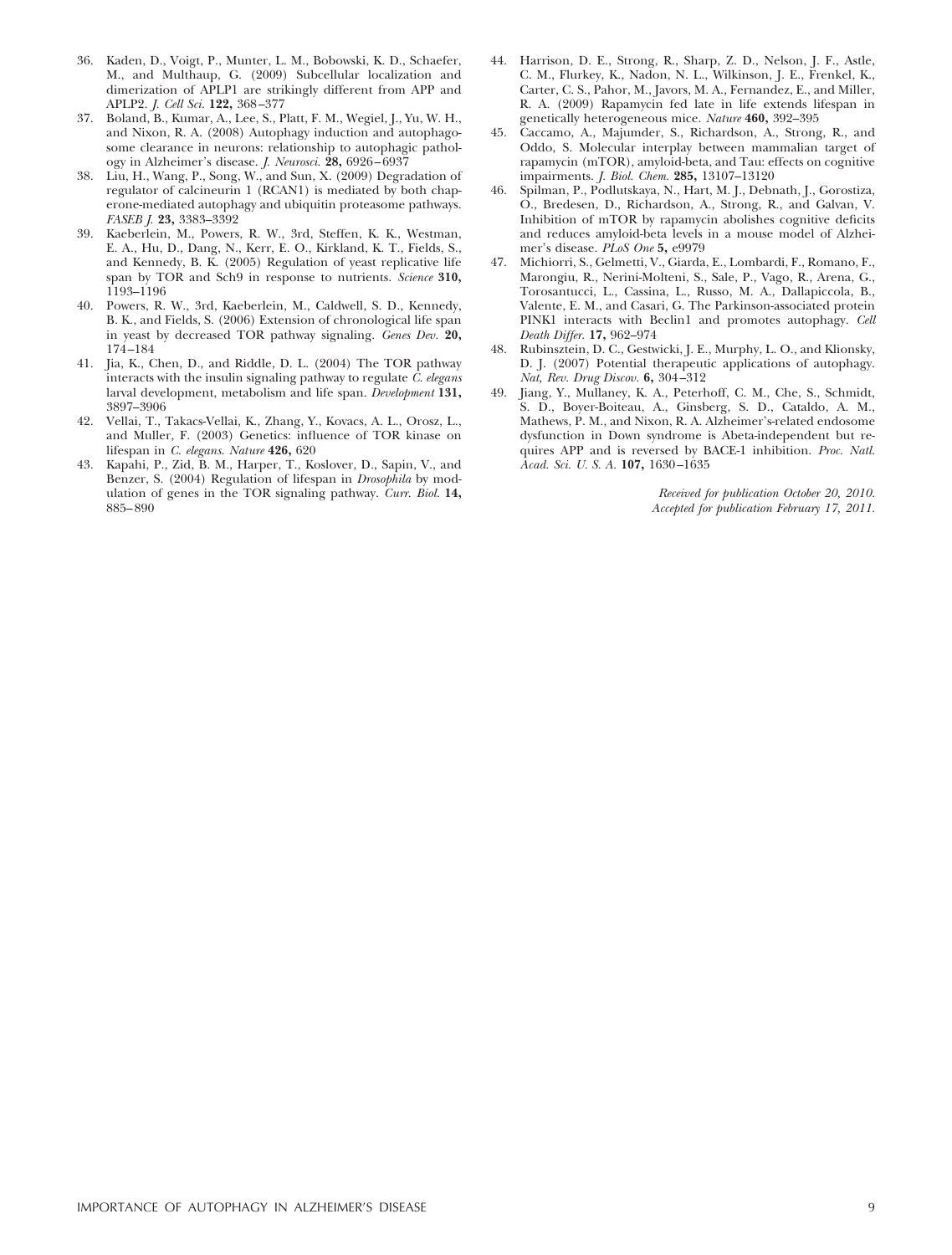36. Kaden, D., Voigt, P., Munter, L. M., Bobowski, K. D., Schaefer, M., and Multhaup, G. (2009) Subcellular localization and dimerization of APLP1 are strikingly different from APP and APLP2. *J. Cell Sci.* **122,** 368–377
37. Boland, B., Kumar, A., Lee, S., Platt, F. M., Wegiel, J., Yu, W. H., and Nixon, R. A. (2008) Autophagy induction and autophagosome clearance in neurons: relationship to autophagic pathology in Alzheimer's disease. *J. Neurosci.* **28,** 6926–6937
38. Liu, H., Wang, P., Song, W., and Sun, X. (2009) Degradation of regulator of calcineurin 1 (RCAN1) is mediated by both chaperone-mediated autophagy and ubiquitin proteasome pathways. *FASEB J.* **23,** 3383–3392
39. Kaeberlein, M., Powers, R. W., 3rd, Steffen, K. K., Westman, E. A., Hu, D., Dang, N., Kerr, E. O., Kirkland, K. T., Fields, S., and Kennedy, B. K. (2005) Regulation of yeast replicative life span by TOR and Sch9 in response to nutrients. *Science* **310,** 1193–1196
40. Powers, R. W., 3rd, Kaeberlein, M., Caldwell, S. D., Kennedy, B. K., and Fields, S. (2006) Extension of chronological life span in yeast by decreased TOR pathway signaling. *Genes Dev.* **20,** 174–184
41. Jia, K., Chen, D., and Riddle, D. L. (2004) The TOR pathway interacts with the insulin signaling pathway to regulate *C. elegans* larval development, metabolism and life span. *Development* **131,** 3897–3906
42. Vellai, T., Takacs-Vellai, K., Zhang, Y., Kovacs, A. L., Orosz, L., and Muller, F. (2003) Genetics: influence of TOR kinase on lifespan in *C. elegans*. *Nature* **426,** 620
43. Kapahi, P., Zid, B. M., Harper, T., Koslover, D., Sapin, V., and Benzer, S. (2004) Regulation of lifespan in *Drosophila* by modulation of genes in the TOR signaling pathway. *Curr. Biol.* **14,** 885–890
44. Harrison, D. E., Strong, R., Sharp, Z. D., Nelson, J. F., Astle, C. M., Flurkey, K., Nadon, N. L., Wilkinson, J. E., Frenkel, K., Carter, C. S., Pahor, M., Javors, M. A., Fernandez, E., and Miller, R. A. (2009) Rapamycin fed late in life extends lifespan in genetically heterogeneous mice. *Nature* **460,** 392–395
45. Caccamo, A., Majumder, S., Richardson, A., Strong, R., and Oddo, S. Molecular interplay between mammalian target of rapamycin (mTOR), amyloid-beta, and Tau: effects on cognitive impairments. *J. Biol. Chem.* **285,** 13107–13120
46. Spilman, P., Podlutskaya, N., Hart, M. J., Debnath, J., Gorostiza, O., Bredesen, D., Richardson, A., Strong, R., and Galvan, V. Inhibition of mTOR by rapamycin abolishes cognitive deficits and reduces amyloid-beta levels in a mouse model of Alzheimer's disease. *PLoS One* **5,** e9979
47. Michiorri, S., Gelmetti, V., Giarda, E., Lombardi, F., Romano, F., Marongiu, R., Nerini-Molteni, S., Sale, P., Vago, R., Arena, G., Torosantucci, L., Cassina, L., Russo, M. A., Dallapiccola, B., Valente, E. M., and Casari, G. The Parkinson-associated protein PINK1 interacts with Beclin1 and promotes autophagy. *Cell Death Differ.* **17,** 962–974
48. Rubinsztein, D. C., Gestwicki, J. E., Murphy, L. O., and Klionsky, D. J. (2007) Potential therapeutic applications of autophagy. *Nat. Rev. Drug Discov.* **6,** 304–312
49. Jiang, Y., Mullaney, K. A., Peterhoff, C. M., Che, S., Schmidt, S. D., Boyer-Boiteau, A., Ginsberg, S. D., Cataldo, A. M., Mathews, P. M., and Nixon, R. A. Alzheimer's-related endosome dysfunction in Down syndrome is Abeta-independent but requires APP and is reversed by BACE-1 inhibition. *Proc. Natl. Acad. Sci. U. S. A.* **107,** 1630–1635

*Received for publication October 20, 2010.*
*Accepted for publication February 17, 2011.*